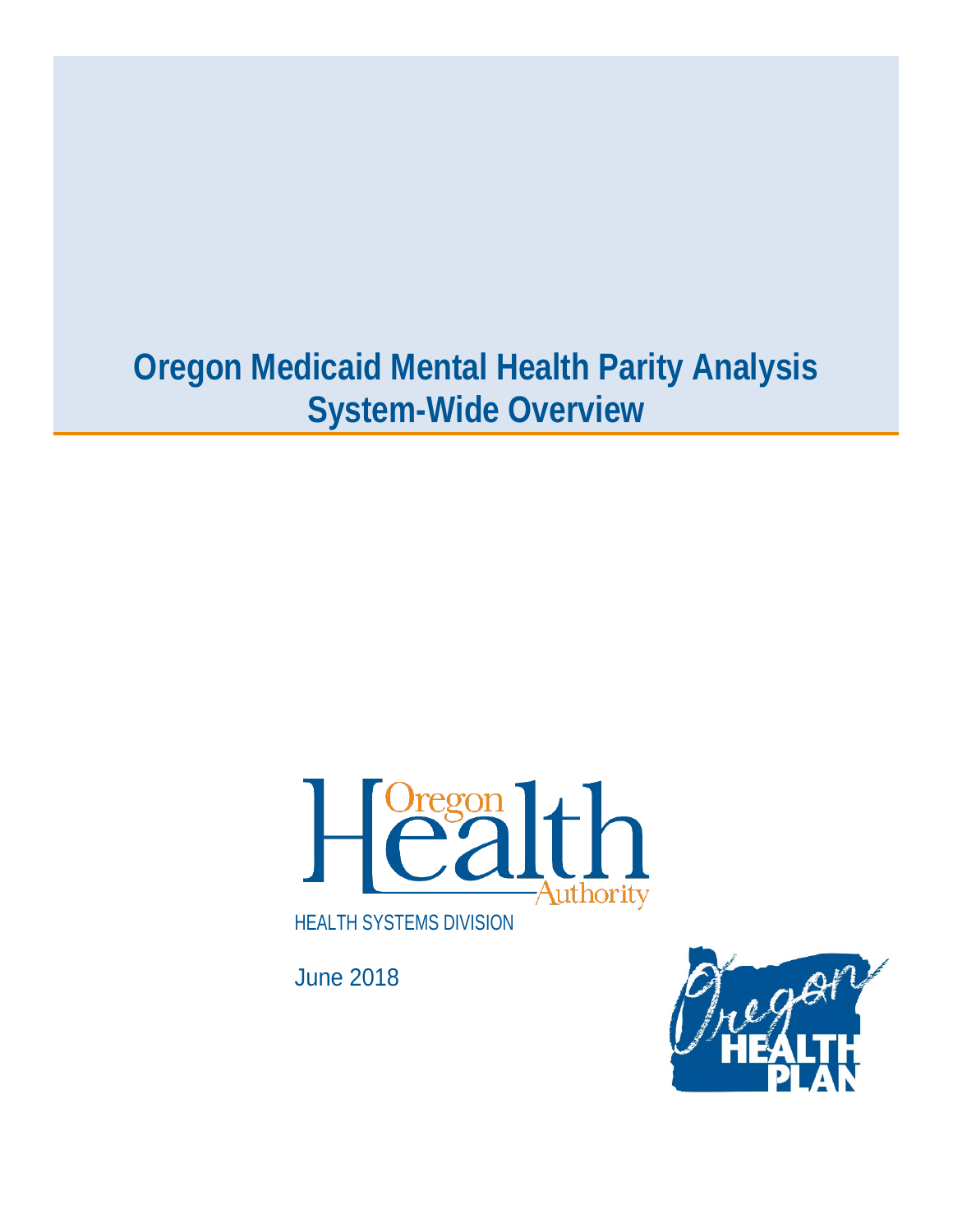# Oregon Medicaid Mental Health Parity Analysis System-Wide Overview

Oregon Health Authority

HEALTH SYSTEMS DIVISION

June 2018

Oregon Health Plan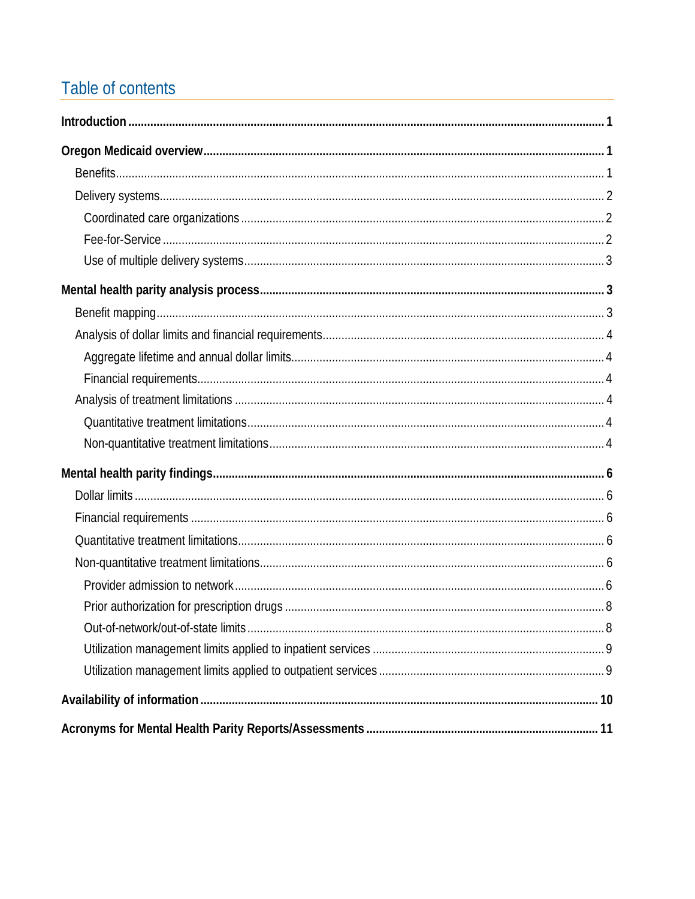# Table of contents

**Introduction** ..... **1**

**Oregon Medicaid overview** ..... **1**

- Benefits ..... 1
- Delivery systems ..... 2
  - Coordinated care organizations ..... 2
  - Fee-for-Service ..... 2
  - Use of multiple delivery systems ..... 3

**Mental health parity analysis process** ..... **3**

- Benefit mapping ..... 3
- Analysis of dollar limits and financial requirements ..... 4
  - Aggregate lifetime and annual dollar limits ..... 4
  - Financial requirements ..... 4
- Analysis of treatment limitations ..... 4
  - Quantitative treatment limitations ..... 4
  - Non-quantitative treatment limitations ..... 4

**Mental health parity findings** ..... **6**

- Dollar limits ..... 6
- Financial requirements ..... 6
- Quantitative treatment limitations ..... 6
- Non-quantitative treatment limitations ..... 6
  - Provider admission to network ..... 6
  - Prior authorization for prescription drugs ..... 8
  - Out-of-network/out-of-state limits ..... 8
  - Utilization management limits applied to inpatient services ..... 9
  - Utilization management limits applied to outpatient services ..... 9

**Availability of information** ..... **10**

**Acronyms for Mental Health Parity Reports/Assessments** ..... **11**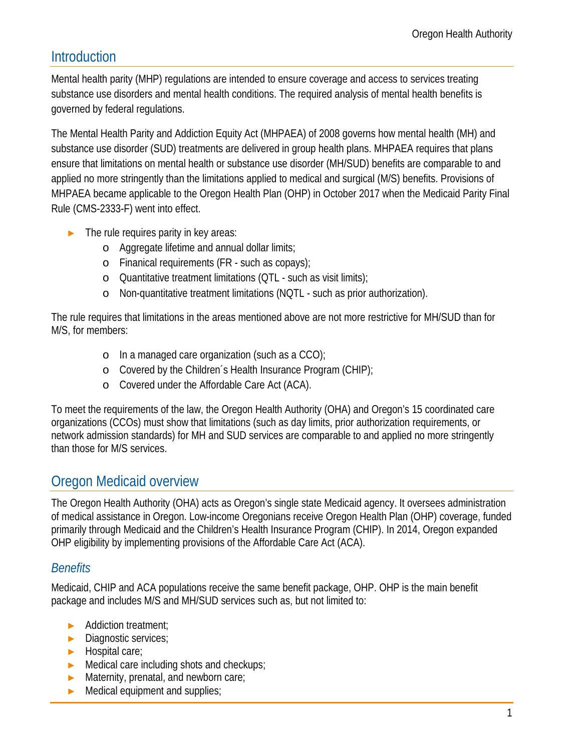## Introduction

Mental health parity (MHP) regulations are intended to ensure coverage and access to services treating substance use disorders and mental health conditions. The required analysis of mental health benefits is governed by federal regulations.

The Mental Health Parity and Addiction Equity Act (MHPAEA) of 2008 governs how mental health (MH) and substance use disorder (SUD) treatments are delivered in group health plans. MHPAEA requires that plans ensure that limitations on mental health or substance use disorder (MH/SUD) benefits are comparable to and applied no more stringently than the limitations applied to medical and surgical (M/S) benefits. Provisions of MHPAEA became applicable to the Oregon Health Plan (OHP) in October 2017 when the Medicaid Parity Final Rule (CMS-2333-F) went into effect.

- The rule requires parity in key areas:
  - Aggregate lifetime and annual dollar limits;
  - Finanical requirements (FR - such as copays);
  - Quantitative treatment limitations (QTL - such as visit limits);
  - Non-quantitative treatment limitations (NQTL - such as prior authorization).

The rule requires that limitations in the areas mentioned above are not more restrictive for MH/SUD than for M/S, for members:

- In a managed care organization (such as a CCO);
- Covered by the Children´s Health Insurance Program (CHIP);
- Covered under the Affordable Care Act (ACA).

To meet the requirements of the law, the Oregon Health Authority (OHA) and Oregon's 15 coordinated care organizations (CCOs) must show that limitations (such as day limits, prior authorization requirements, or network admission standards) for MH and SUD services are comparable to and applied no more stringently than those for M/S services.

## Oregon Medicaid overview

The Oregon Health Authority (OHA) acts as Oregon's single state Medicaid agency. It oversees administration of medical assistance in Oregon. Low-income Oregonians receive Oregon Health Plan (OHP) coverage, funded primarily through Medicaid and the Children's Health Insurance Program (CHIP). In 2014, Oregon expanded OHP eligibility by implementing provisions of the Affordable Care Act (ACA).

### *Benefits*

Medicaid, CHIP and ACA populations receive the same benefit package, OHP. OHP is the main benefit package and includes M/S and MH/SUD services such as, but not limited to:

- Addiction treatment;
- Diagnostic services;
- Hospital care;
- Medical care including shots and checkups;
- Maternity, prenatal, and newborn care;
- Medical equipment and supplies;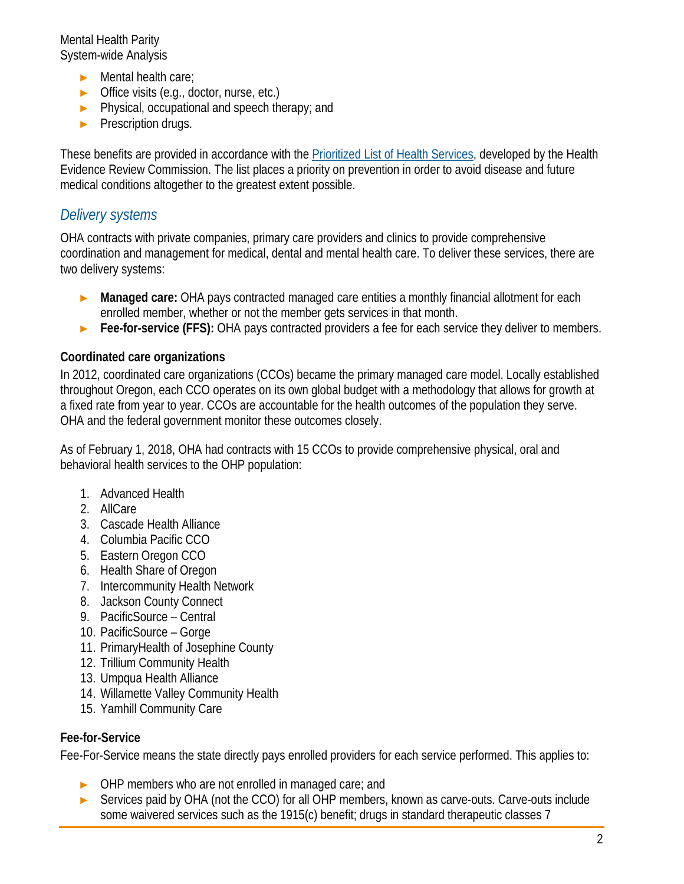- Mental health care;
- Office visits (e.g., doctor, nurse, etc.)
- Physical, occupational and speech therapy; and
- Prescription drugs.

These benefits are provided in accordance with the [Prioritized List of Health Services](), developed by the Health Evidence Review Commission. The list places a priority on prevention in order to avoid disease and future medical conditions altogether to the greatest extent possible.

## *Delivery systems*

OHA contracts with private companies, primary care providers and clinics to provide comprehensive coordination and management for medical, dental and mental health care. To deliver these services, there are two delivery systems:

- **Managed care:** OHA pays contracted managed care entities a monthly financial allotment for each enrolled member, whether or not the member gets services in that month.
- **Fee-for-service (FFS):** OHA pays contracted providers a fee for each service they deliver to members.

### Coordinated care organizations

In 2012, coordinated care organizations (CCOs) became the primary managed care model. Locally established throughout Oregon, each CCO operates on its own global budget with a methodology that allows for growth at a fixed rate from year to year. CCOs are accountable for the health outcomes of the population they serve. OHA and the federal government monitor these outcomes closely.

As of February 1, 2018, OHA had contracts with 15 CCOs to provide comprehensive physical, oral and behavioral health services to the OHP population:

1. Advanced Health
2. AllCare
3. Cascade Health Alliance
4. Columbia Pacific CCO
5. Eastern Oregon CCO
6. Health Share of Oregon
7. Intercommunity Health Network
8. Jackson County Connect
9. PacificSource – Central
10. PacificSource – Gorge
11. PrimaryHealth of Josephine County
12. Trillium Community Health
13. Umpqua Health Alliance
14. Willamette Valley Community Health
15. Yamhill Community Care

### Fee-for-Service

Fee-For-Service means the state directly pays enrolled providers for each service performed. This applies to:

- OHP members who are not enrolled in managed care; and
- Services paid by OHA (not the CCO) for all OHP members, known as carve-outs. Carve-outs include some waivered services such as the 1915(c) benefit; drugs in standard therapeutic classes 7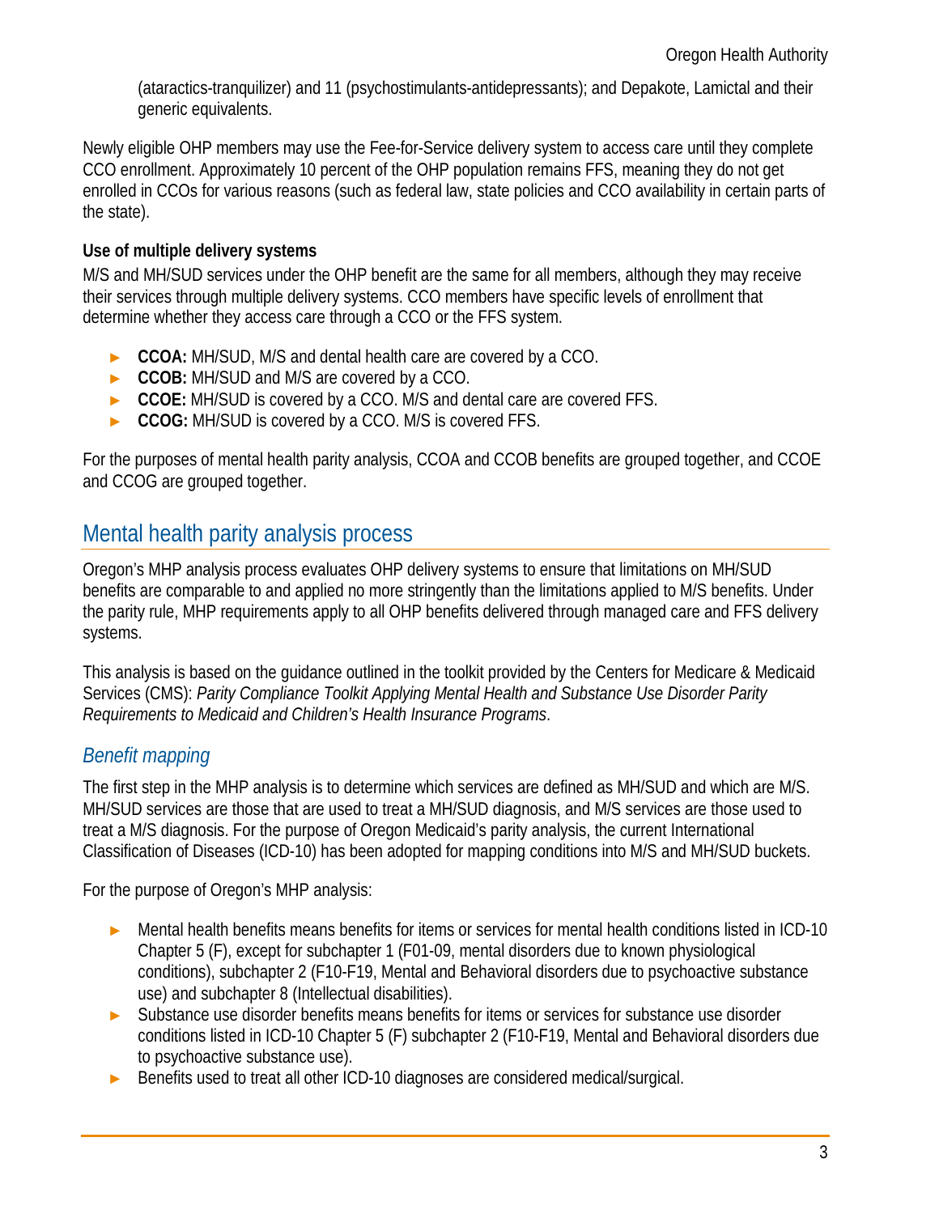(ataractics-tranquilizer) and 11 (psychostimulants-antidepressants); and Depakote, Lamictal and their generic equivalents.

Newly eligible OHP members may use the Fee-for-Service delivery system to access care until they complete CCO enrollment. Approximately 10 percent of the OHP population remains FFS, meaning they do not get enrolled in CCOs for various reasons (such as federal law, state policies and CCO availability in certain parts of the state).

**Use of multiple delivery systems**

M/S and MH/SUD services under the OHP benefit are the same for all members, although they may receive their services through multiple delivery systems. CCO members have specific levels of enrollment that determine whether they access care through a CCO or the FFS system.

- **CCOA:** MH/SUD, M/S and dental health care are covered by a CCO.
- **CCOB:** MH/SUD and M/S are covered by a CCO.
- **CCOE:** MH/SUD is covered by a CCO. M/S and dental care are covered FFS.
- **CCOG:** MH/SUD is covered by a CCO. M/S is covered FFS.

For the purposes of mental health parity analysis, CCOA and CCOB benefits are grouped together, and CCOE and CCOG are grouped together.

## Mental health parity analysis process

Oregon's MHP analysis process evaluates OHP delivery systems to ensure that limitations on MH/SUD benefits are comparable to and applied no more stringently than the limitations applied to M/S benefits. Under the parity rule, MHP requirements apply to all OHP benefits delivered through managed care and FFS delivery systems.

This analysis is based on the guidance outlined in the toolkit provided by the Centers for Medicare & Medicaid Services (CMS): *Parity Compliance Toolkit Applying Mental Health and Substance Use Disorder Parity Requirements to Medicaid and Children's Health Insurance Programs*.

### *Benefit mapping*

The first step in the MHP analysis is to determine which services are defined as MH/SUD and which are M/S. MH/SUD services are those that are used to treat a MH/SUD diagnosis, and M/S services are those used to treat a M/S diagnosis. For the purpose of Oregon Medicaid's parity analysis, the current International Classification of Diseases (ICD-10) has been adopted for mapping conditions into M/S and MH/SUD buckets.

For the purpose of Oregon's MHP analysis:

- Mental health benefits means benefits for items or services for mental health conditions listed in ICD-10 Chapter 5 (F), except for subchapter 1 (F01-09, mental disorders due to known physiological conditions), subchapter 2 (F10-F19, Mental and Behavioral disorders due to psychoactive substance use) and subchapter 8 (Intellectual disabilities).
- Substance use disorder benefits means benefits for items or services for substance use disorder conditions listed in ICD-10 Chapter 5 (F) subchapter 2 (F10-F19, Mental and Behavioral disorders due to psychoactive substance use).
- Benefits used to treat all other ICD-10 diagnoses are considered medical/surgical.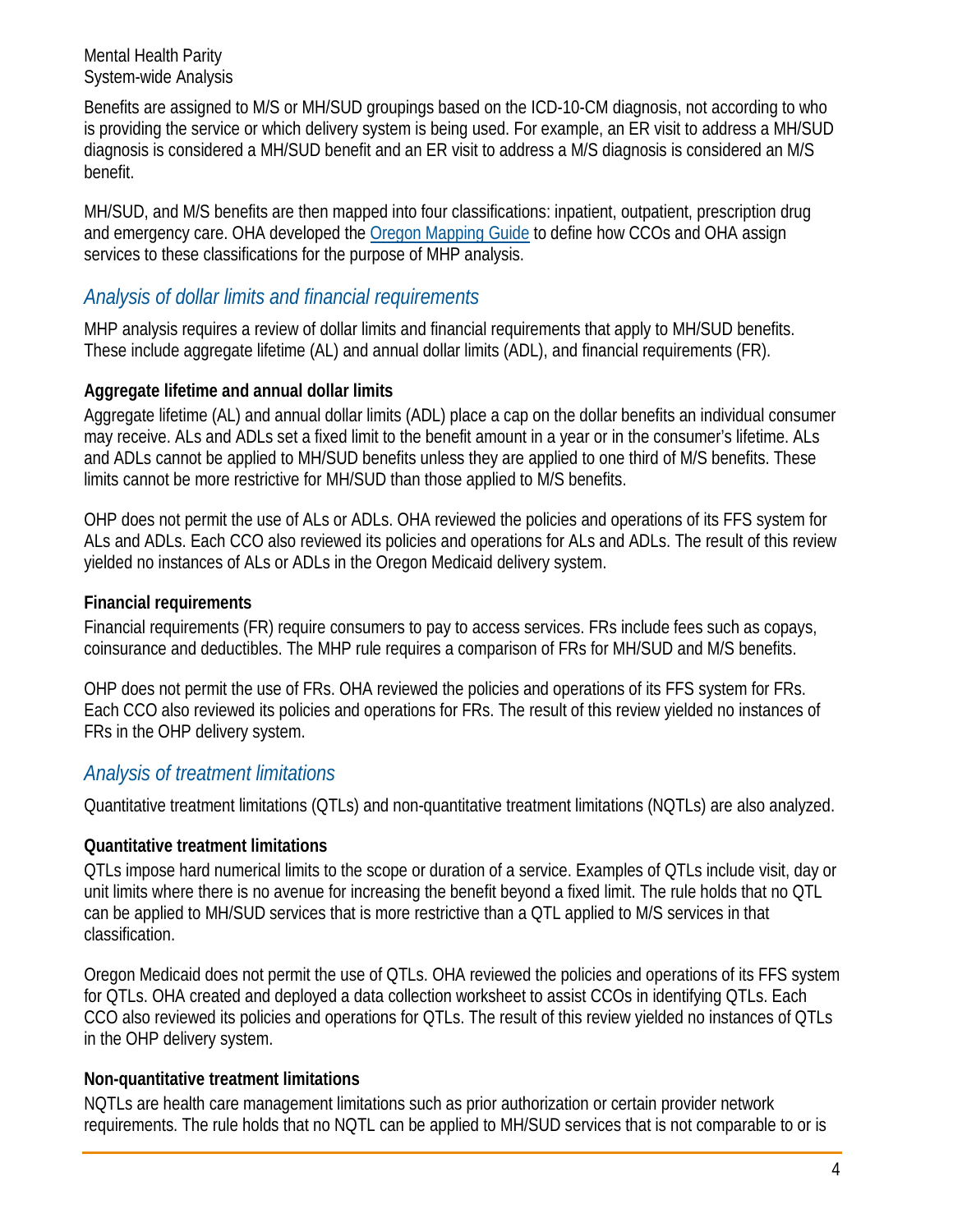Benefits are assigned to M/S or MH/SUD groupings based on the ICD-10-CM diagnosis, not according to who is providing the service or which delivery system is being used. For example, an ER visit to address a MH/SUD diagnosis is considered a MH/SUD benefit and an ER visit to address a M/S diagnosis is considered an M/S benefit.

MH/SUD, and M/S benefits are then mapped into four classifications: inpatient, outpatient, prescription drug and emergency care. OHA developed the [Oregon Mapping Guide]() to define how CCOs and OHA assign services to these classifications for the purpose of MHP analysis.

## *Analysis of dollar limits and financial requirements*

MHP analysis requires a review of dollar limits and financial requirements that apply to MH/SUD benefits. These include aggregate lifetime (AL) and annual dollar limits (ADL), and financial requirements (FR).

### Aggregate lifetime and annual dollar limits

Aggregate lifetime (AL) and annual dollar limits (ADL) place a cap on the dollar benefits an individual consumer may receive. ALs and ADLs set a fixed limit to the benefit amount in a year or in the consumer's lifetime. ALs and ADLs cannot be applied to MH/SUD benefits unless they are applied to one third of M/S benefits. These limits cannot be more restrictive for MH/SUD than those applied to M/S benefits.

OHP does not permit the use of ALs or ADLs. OHA reviewed the policies and operations of its FFS system for ALs and ADLs. Each CCO also reviewed its policies and operations for ALs and ADLs. The result of this review yielded no instances of ALs or ADLs in the Oregon Medicaid delivery system.

### Financial requirements

Financial requirements (FR) require consumers to pay to access services. FRs include fees such as copays, coinsurance and deductibles. The MHP rule requires a comparison of FRs for MH/SUD and M/S benefits.

OHP does not permit the use of FRs. OHA reviewed the policies and operations of its FFS system for FRs. Each CCO also reviewed its policies and operations for FRs. The result of this review yielded no instances of FRs in the OHP delivery system.

## *Analysis of treatment limitations*

Quantitative treatment limitations (QTLs) and non-quantitative treatment limitations (NQTLs) are also analyzed.

### Quantitative treatment limitations

QTLs impose hard numerical limits to the scope or duration of a service. Examples of QTLs include visit, day or unit limits where there is no avenue for increasing the benefit beyond a fixed limit. The rule holds that no QTL can be applied to MH/SUD services that is more restrictive than a QTL applied to M/S services in that classification.

Oregon Medicaid does not permit the use of QTLs. OHA reviewed the policies and operations of its FFS system for QTLs. OHA created and deployed a data collection worksheet to assist CCOs in identifying QTLs. Each CCO also reviewed its policies and operations for QTLs. The result of this review yielded no instances of QTLs in the OHP delivery system.

### Non-quantitative treatment limitations

NQTLs are health care management limitations such as prior authorization or certain provider network requirements. The rule holds that no NQTL can be applied to MH/SUD services that is not comparable to or is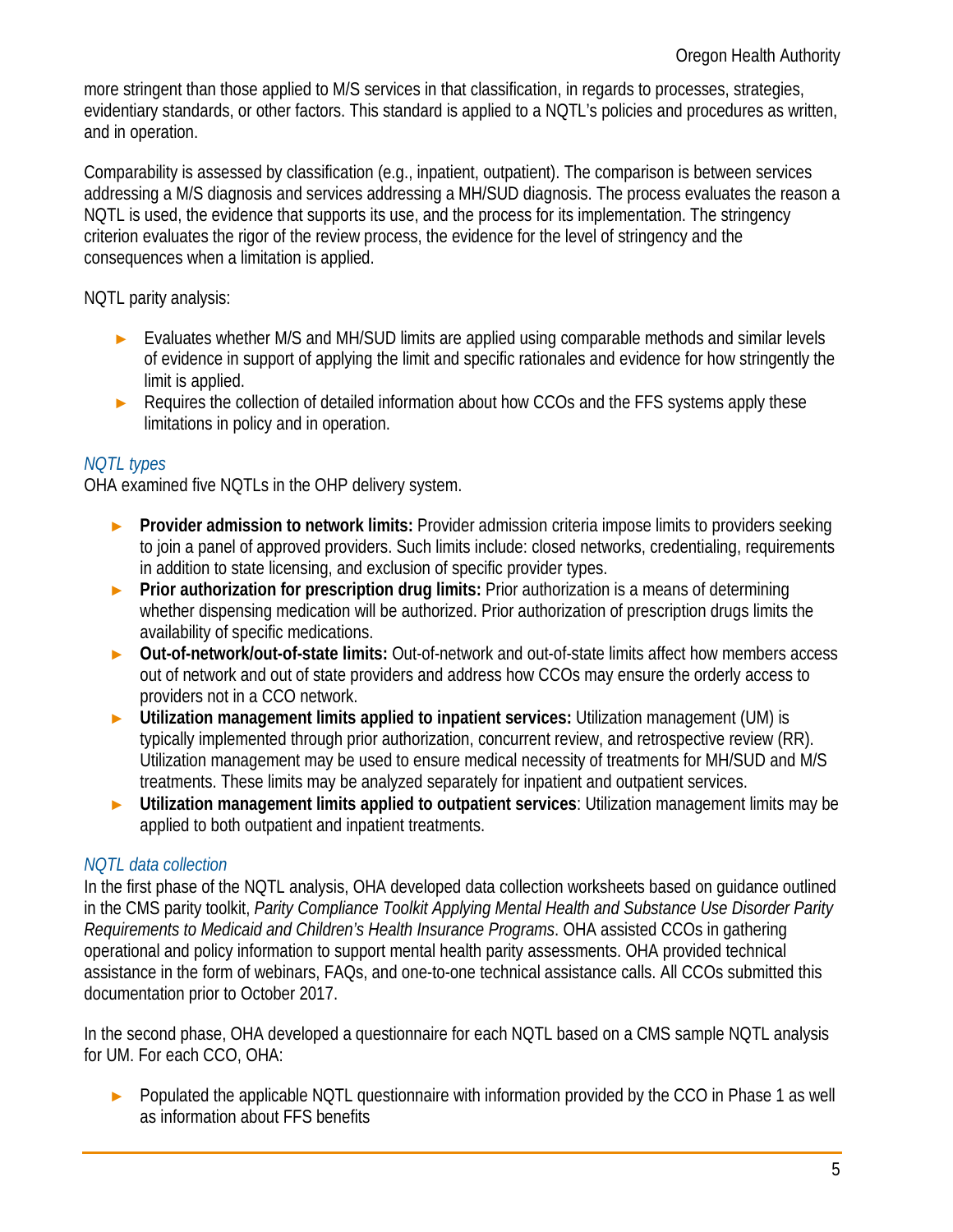more stringent than those applied to M/S services in that classification, in regards to processes, strategies, evidentiary standards, or other factors. This standard is applied to a NQTL's policies and procedures as written, and in operation.

Comparability is assessed by classification (e.g., inpatient, outpatient). The comparison is between services addressing a M/S diagnosis and services addressing a MH/SUD diagnosis. The process evaluates the reason a NQTL is used, the evidence that supports its use, and the process for its implementation. The stringency criterion evaluates the rigor of the review process, the evidence for the level of stringency and the consequences when a limitation is applied.

NQTL parity analysis:

- Evaluates whether M/S and MH/SUD limits are applied using comparable methods and similar levels of evidence in support of applying the limit and specific rationales and evidence for how stringently the limit is applied.
- Requires the collection of detailed information about how CCOs and the FFS systems apply these limitations in policy and in operation.

### *NQTL types*

OHA examined five NQTLs in the OHP delivery system.

- **Provider admission to network limits:** Provider admission criteria impose limits to providers seeking to join a panel of approved providers. Such limits include: closed networks, credentialing, requirements in addition to state licensing, and exclusion of specific provider types.
- **Prior authorization for prescription drug limits:** Prior authorization is a means of determining whether dispensing medication will be authorized. Prior authorization of prescription drugs limits the availability of specific medications.
- **Out-of-network/out-of-state limits:** Out-of-network and out-of-state limits affect how members access out of network and out of state providers and address how CCOs may ensure the orderly access to providers not in a CCO network.
- **Utilization management limits applied to inpatient services:** Utilization management (UM) is typically implemented through prior authorization, concurrent review, and retrospective review (RR). Utilization management may be used to ensure medical necessity of treatments for MH/SUD and M/S treatments. These limits may be analyzed separately for inpatient and outpatient services.
- **Utilization management limits applied to outpatient services**: Utilization management limits may be applied to both outpatient and inpatient treatments.

### *NQTL data collection*

In the first phase of the NQTL analysis, OHA developed data collection worksheets based on guidance outlined in the CMS parity toolkit, *Parity Compliance Toolkit Applying Mental Health and Substance Use Disorder Parity Requirements to Medicaid and Children's Health Insurance Programs*. OHA assisted CCOs in gathering operational and policy information to support mental health parity assessments. OHA provided technical assistance in the form of webinars, FAQs, and one-to-one technical assistance calls. All CCOs submitted this documentation prior to October 2017.

In the second phase, OHA developed a questionnaire for each NQTL based on a CMS sample NQTL analysis for UM. For each CCO, OHA:

- Populated the applicable NQTL questionnaire with information provided by the CCO in Phase 1 as well as information about FFS benefits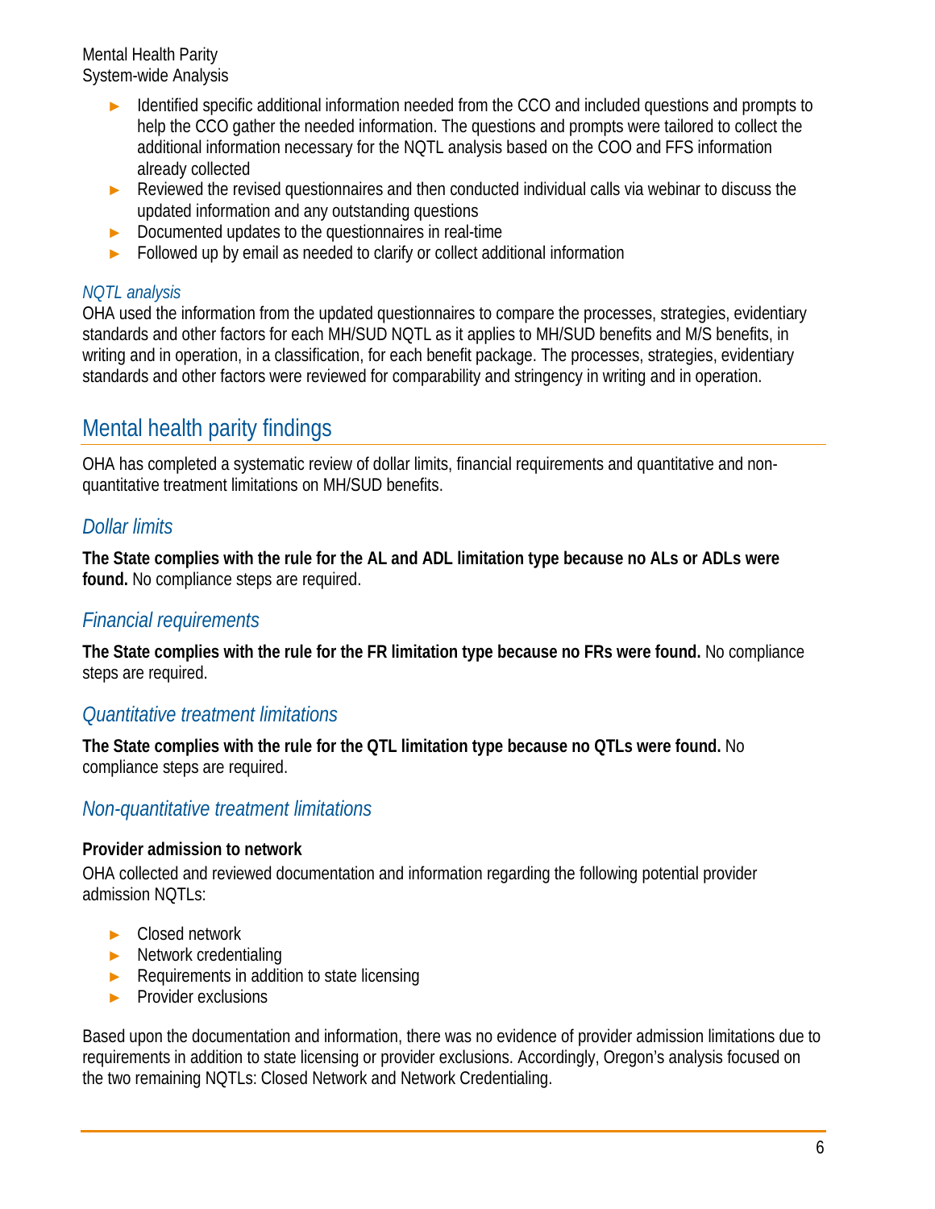- Identified specific additional information needed from the CCO and included questions and prompts to help the CCO gather the needed information. The questions and prompts were tailored to collect the additional information necessary for the NQTL analysis based on the COO and FFS information already collected
- Reviewed the revised questionnaires and then conducted individual calls via webinar to discuss the updated information and any outstanding questions
- Documented updates to the questionnaires in real-time
- Followed up by email as needed to clarify or collect additional information

### *NQTL analysis*

OHA used the information from the updated questionnaires to compare the processes, strategies, evidentiary standards and other factors for each MH/SUD NQTL as it applies to MH/SUD benefits and M/S benefits, in writing and in operation, in a classification, for each benefit package. The processes, strategies, evidentiary standards and other factors were reviewed for comparability and stringency in writing and in operation.

## Mental health parity findings

OHA has completed a systematic review of dollar limits, financial requirements and quantitative and non-quantitative treatment limitations on MH/SUD benefits.

### *Dollar limits*

**The State complies with the rule for the AL and ADL limitation type because no ALs or ADLs were found.** No compliance steps are required.

### *Financial requirements*

**The State complies with the rule for the FR limitation type because no FRs were found.** No compliance steps are required.

### *Quantitative treatment limitations*

**The State complies with the rule for the QTL limitation type because no QTLs were found.** No compliance steps are required.

### *Non-quantitative treatment limitations*

**Provider admission to network**

OHA collected and reviewed documentation and information regarding the following potential provider admission NQTLs:

- Closed network
- Network credentialing
- Requirements in addition to state licensing
- Provider exclusions

Based upon the documentation and information, there was no evidence of provider admission limitations due to requirements in addition to state licensing or provider exclusions. Accordingly, Oregon's analysis focused on the two remaining NQTLs: Closed Network and Network Credentialing.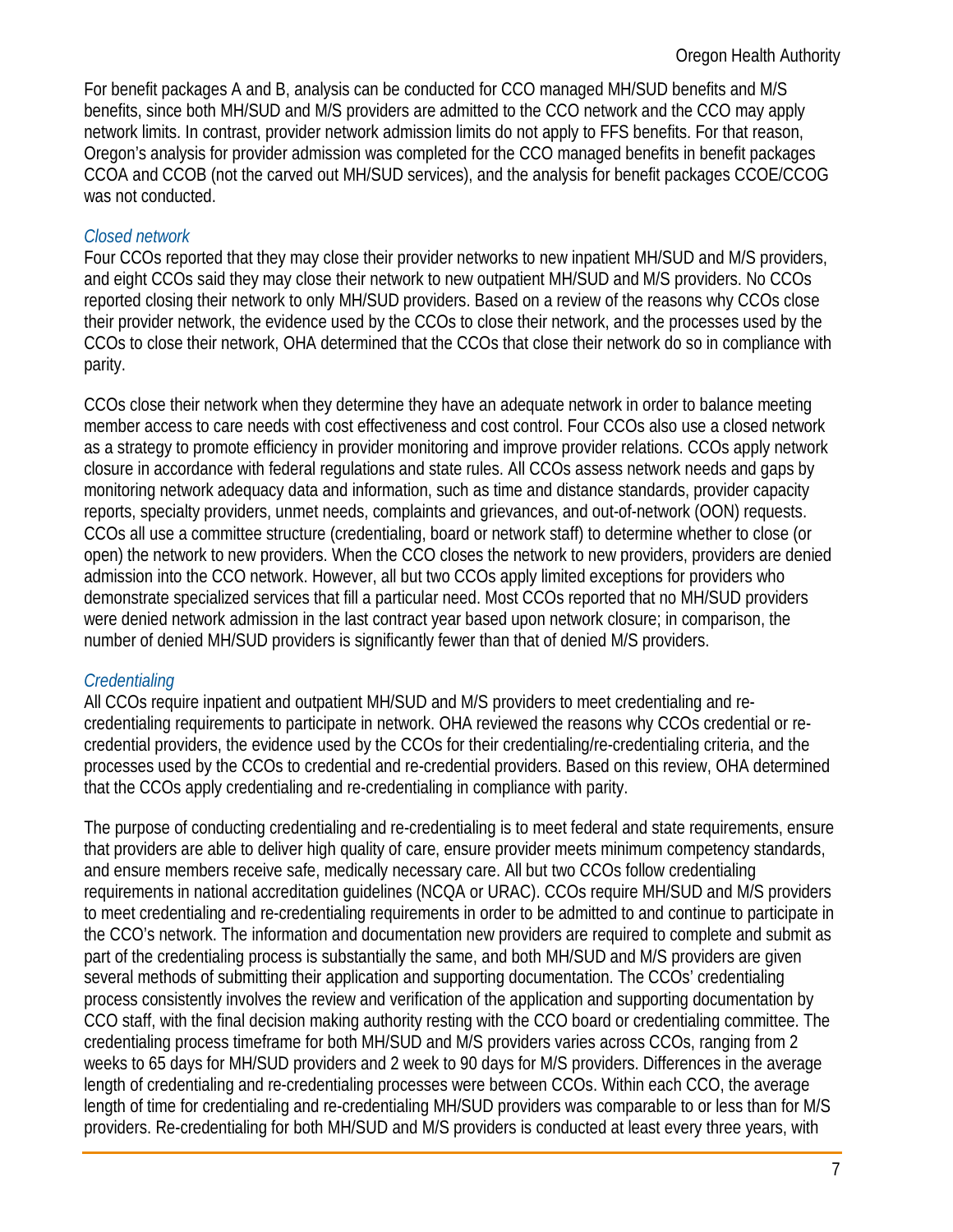For benefit packages A and B, analysis can be conducted for CCO managed MH/SUD benefits and M/S benefits, since both MH/SUD and M/S providers are admitted to the CCO network and the CCO may apply network limits. In contrast, provider network admission limits do not apply to FFS benefits. For that reason, Oregon's analysis for provider admission was completed for the CCO managed benefits in benefit packages CCOA and CCOB (not the carved out MH/SUD services), and the analysis for benefit packages CCOE/CCOG was not conducted.

*Closed network*

Four CCOs reported that they may close their provider networks to new inpatient MH/SUD and M/S providers, and eight CCOs said they may close their network to new outpatient MH/SUD and M/S providers. No CCOs reported closing their network to only MH/SUD providers. Based on a review of the reasons why CCOs close their provider network, the evidence used by the CCOs to close their network, and the processes used by the CCOs to close their network, OHA determined that the CCOs that close their network do so in compliance with parity.

CCOs close their network when they determine they have an adequate network in order to balance meeting member access to care needs with cost effectiveness and cost control. Four CCOs also use a closed network as a strategy to promote efficiency in provider monitoring and improve provider relations. CCOs apply network closure in accordance with federal regulations and state rules. All CCOs assess network needs and gaps by monitoring network adequacy data and information, such as time and distance standards, provider capacity reports, specialty providers, unmet needs, complaints and grievances, and out-of-network (OON) requests. CCOs all use a committee structure (credentialing, board or network staff) to determine whether to close (or open) the network to new providers. When the CCO closes the network to new providers, providers are denied admission into the CCO network. However, all but two CCOs apply limited exceptions for providers who demonstrate specialized services that fill a particular need. Most CCOs reported that no MH/SUD providers were denied network admission in the last contract year based upon network closure; in comparison, the number of denied MH/SUD providers is significantly fewer than that of denied M/S providers.

*Credentialing*

All CCOs require inpatient and outpatient MH/SUD and M/S providers to meet credentialing and re-credentialing requirements to participate in network. OHA reviewed the reasons why CCOs credential or re-credential providers, the evidence used by the CCOs for their credentialing/re-credentialing criteria, and the processes used by the CCOs to credential and re-credential providers. Based on this review, OHA determined that the CCOs apply credentialing and re-credentialing in compliance with parity.

The purpose of conducting credentialing and re-credentialing is to meet federal and state requirements, ensure that providers are able to deliver high quality of care, ensure provider meets minimum competency standards, and ensure members receive safe, medically necessary care. All but two CCOs follow credentialing requirements in national accreditation guidelines (NCQA or URAC). CCOs require MH/SUD and M/S providers to meet credentialing and re-credentialing requirements in order to be admitted to and continue to participate in the CCO's network. The information and documentation new providers are required to complete and submit as part of the credentialing process is substantially the same, and both MH/SUD and M/S providers are given several methods of submitting their application and supporting documentation. The CCOs' credentialing process consistently involves the review and verification of the application and supporting documentation by CCO staff, with the final decision making authority resting with the CCO board or credentialing committee. The credentialing process timeframe for both MH/SUD and M/S providers varies across CCOs, ranging from 2 weeks to 65 days for MH/SUD providers and 2 week to 90 days for M/S providers. Differences in the average length of credentialing and re-credentialing processes were between CCOs. Within each CCO, the average length of time for credentialing and re-credentialing MH/SUD providers was comparable to or less than for M/S providers. Re-credentialing for both MH/SUD and M/S providers is conducted at least every three years, with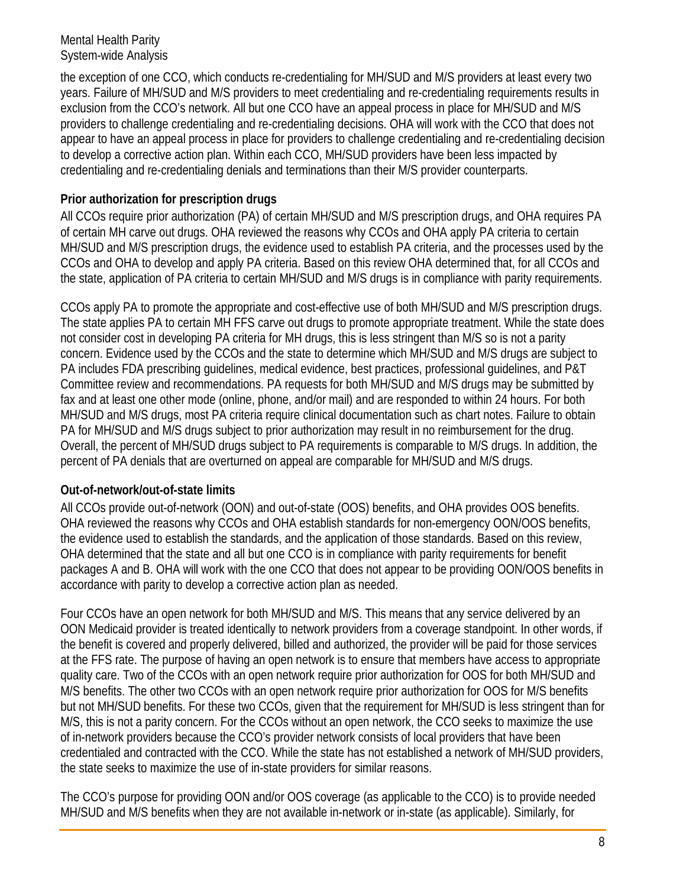the exception of one CCO, which conducts re-credentialing for MH/SUD and M/S providers at least every two years. Failure of MH/SUD and M/S providers to meet credentialing and re-credentialing requirements results in exclusion from the CCO's network. All but one CCO have an appeal process in place for MH/SUD and M/S providers to challenge credentialing and re-credentialing decisions. OHA will work with the CCO that does not appear to have an appeal process in place for providers to challenge credentialing and re-credentialing decision to develop a corrective action plan. Within each CCO, MH/SUD providers have been less impacted by credentialing and re-credentialing denials and terminations than their M/S provider counterparts.

**Prior authorization for prescription drugs**

All CCOs require prior authorization (PA) of certain MH/SUD and M/S prescription drugs, and OHA requires PA of certain MH carve out drugs. OHA reviewed the reasons why CCOs and OHA apply PA criteria to certain MH/SUD and M/S prescription drugs, the evidence used to establish PA criteria, and the processes used by the CCOs and OHA to develop and apply PA criteria. Based on this review OHA determined that, for all CCOs and the state, application of PA criteria to certain MH/SUD and M/S drugs is in compliance with parity requirements.

CCOs apply PA to promote the appropriate and cost-effective use of both MH/SUD and M/S prescription drugs. The state applies PA to certain MH FFS carve out drugs to promote appropriate treatment. While the state does not consider cost in developing PA criteria for MH drugs, this is less stringent than M/S so is not a parity concern. Evidence used by the CCOs and the state to determine which MH/SUD and M/S drugs are subject to PA includes FDA prescribing guidelines, medical evidence, best practices, professional guidelines, and P&T Committee review and recommendations. PA requests for both MH/SUD and M/S drugs may be submitted by fax and at least one other mode (online, phone, and/or mail) and are responded to within 24 hours. For both MH/SUD and M/S drugs, most PA criteria require clinical documentation such as chart notes. Failure to obtain PA for MH/SUD and M/S drugs subject to prior authorization may result in no reimbursement for the drug. Overall, the percent of MH/SUD drugs subject to PA requirements is comparable to M/S drugs. In addition, the percent of PA denials that are overturned on appeal are comparable for MH/SUD and M/S drugs.

**Out-of-network/out-of-state limits**

All CCOs provide out-of-network (OON) and out-of-state (OOS) benefits, and OHA provides OOS benefits. OHA reviewed the reasons why CCOs and OHA establish standards for non-emergency OON/OOS benefits, the evidence used to establish the standards, and the application of those standards. Based on this review, OHA determined that the state and all but one CCO is in compliance with parity requirements for benefit packages A and B. OHA will work with the one CCO that does not appear to be providing OON/OOS benefits in accordance with parity to develop a corrective action plan as needed.

Four CCOs have an open network for both MH/SUD and M/S. This means that any service delivered by an OON Medicaid provider is treated identically to network providers from a coverage standpoint. In other words, if the benefit is covered and properly delivered, billed and authorized, the provider will be paid for those services at the FFS rate. The purpose of having an open network is to ensure that members have access to appropriate quality care. Two of the CCOs with an open network require prior authorization for OOS for both MH/SUD and M/S benefits. The other two CCOs with an open network require prior authorization for OOS for M/S benefits but not MH/SUD benefits. For these two CCOs, given that the requirement for MH/SUD is less stringent than for M/S, this is not a parity concern. For the CCOs without an open network, the CCO seeks to maximize the use of in-network providers because the CCO's provider network consists of local providers that have been credentialed and contracted with the CCO. While the state has not established a network of MH/SUD providers, the state seeks to maximize the use of in-state providers for similar reasons.

The CCO's purpose for providing OON and/or OOS coverage (as applicable to the CCO) is to provide needed MH/SUD and M/S benefits when they are not available in-network or in-state (as applicable). Similarly, for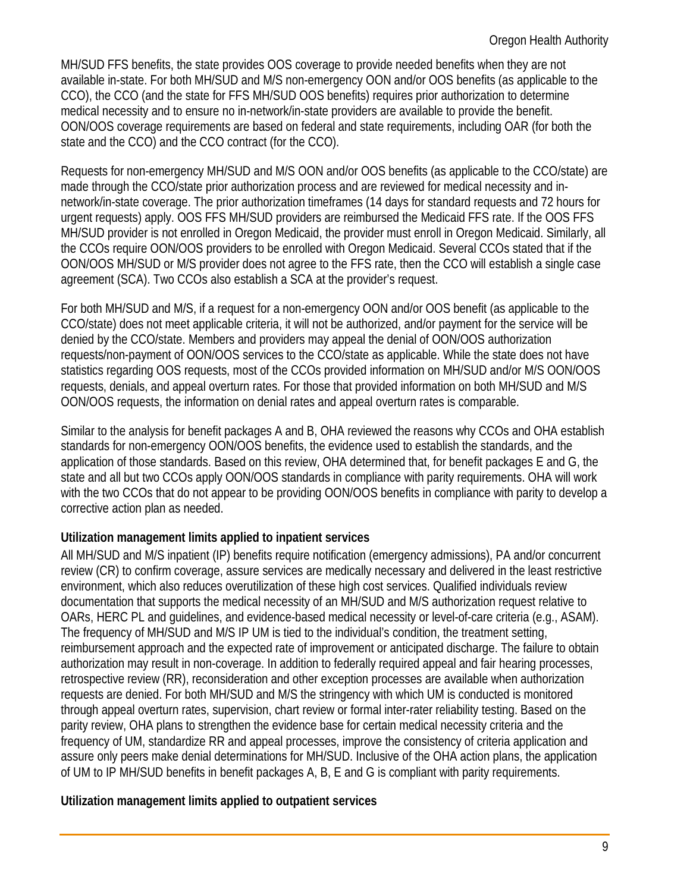MH/SUD FFS benefits, the state provides OOS coverage to provide needed benefits when they are not available in-state. For both MH/SUD and M/S non-emergency OON and/or OOS benefits (as applicable to the CCO), the CCO (and the state for FFS MH/SUD OOS benefits) requires prior authorization to determine medical necessity and to ensure no in-network/in-state providers are available to provide the benefit. OON/OOS coverage requirements are based on federal and state requirements, including OAR (for both the state and the CCO) and the CCO contract (for the CCO).

Requests for non-emergency MH/SUD and M/S OON and/or OOS benefits (as applicable to the CCO/state) are made through the CCO/state prior authorization process and are reviewed for medical necessity and in-network/in-state coverage. The prior authorization timeframes (14 days for standard requests and 72 hours for urgent requests) apply. OOS FFS MH/SUD providers are reimbursed the Medicaid FFS rate. If the OOS FFS MH/SUD provider is not enrolled in Oregon Medicaid, the provider must enroll in Oregon Medicaid. Similarly, all the CCOs require OON/OOS providers to be enrolled with Oregon Medicaid. Several CCOs stated that if the OON/OOS MH/SUD or M/S provider does not agree to the FFS rate, then the CCO will establish a single case agreement (SCA). Two CCOs also establish a SCA at the provider's request.

For both MH/SUD and M/S, if a request for a non-emergency OON and/or OOS benefit (as applicable to the CCO/state) does not meet applicable criteria, it will not be authorized, and/or payment for the service will be denied by the CCO/state. Members and providers may appeal the denial of OON/OOS authorization requests/non-payment of OON/OOS services to the CCO/state as applicable. While the state does not have statistics regarding OOS requests, most of the CCOs provided information on MH/SUD and/or M/S OON/OOS requests, denials, and appeal overturn rates. For those that provided information on both MH/SUD and M/S OON/OOS requests, the information on denial rates and appeal overturn rates is comparable.

Similar to the analysis for benefit packages A and B, OHA reviewed the reasons why CCOs and OHA establish standards for non-emergency OON/OOS benefits, the evidence used to establish the standards, and the application of those standards. Based on this review, OHA determined that, for benefit packages E and G, the state and all but two CCOs apply OON/OOS standards in compliance with parity requirements. OHA will work with the two CCOs that do not appear to be providing OON/OOS benefits in compliance with parity to develop a corrective action plan as needed.

**Utilization management limits applied to inpatient services**

All MH/SUD and M/S inpatient (IP) benefits require notification (emergency admissions), PA and/or concurrent review (CR) to confirm coverage, assure services are medically necessary and delivered in the least restrictive environment, which also reduces overutilization of these high cost services. Qualified individuals review documentation that supports the medical necessity of an MH/SUD and M/S authorization request relative to OARs, HERC PL and guidelines, and evidence-based medical necessity or level-of-care criteria (e.g., ASAM). The frequency of MH/SUD and M/S IP UM is tied to the individual's condition, the treatment setting, reimbursement approach and the expected rate of improvement or anticipated discharge. The failure to obtain authorization may result in non-coverage. In addition to federally required appeal and fair hearing processes, retrospective review (RR), reconsideration and other exception processes are available when authorization requests are denied. For both MH/SUD and M/S the stringency with which UM is conducted is monitored through appeal overturn rates, supervision, chart review or formal inter-rater reliability testing. Based on the parity review, OHA plans to strengthen the evidence base for certain medical necessity criteria and the frequency of UM, standardize RR and appeal processes, improve the consistency of criteria application and assure only peers make denial determinations for MH/SUD. Inclusive of the OHA action plans, the application of UM to IP MH/SUD benefits in benefit packages A, B, E and G is compliant with parity requirements.

**Utilization management limits applied to outpatient services**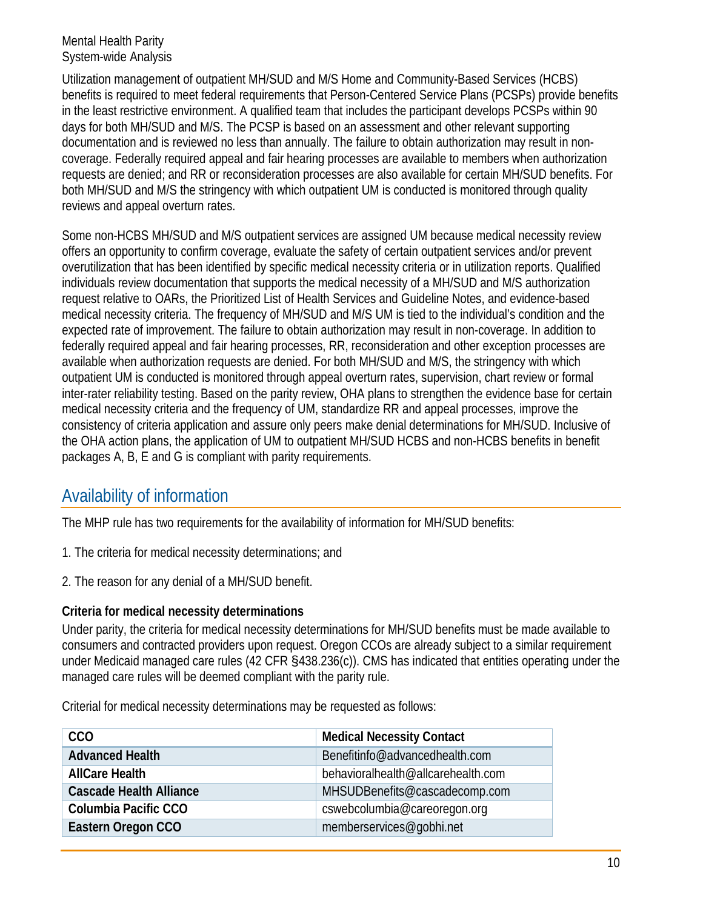Utilization management of outpatient MH/SUD and M/S Home and Community-Based Services (HCBS) benefits is required to meet federal requirements that Person-Centered Service Plans (PCSPs) provide benefits in the least restrictive environment. A qualified team that includes the participant develops PCSPs within 90 days for both MH/SUD and M/S. The PCSP is based on an assessment and other relevant supporting documentation and is reviewed no less than annually. The failure to obtain authorization may result in non-coverage. Federally required appeal and fair hearing processes are available to members when authorization requests are denied; and RR or reconsideration processes are also available for certain MH/SUD benefits. For both MH/SUD and M/S the stringency with which outpatient UM is conducted is monitored through quality reviews and appeal overturn rates.

Some non-HCBS MH/SUD and M/S outpatient services are assigned UM because medical necessity review offers an opportunity to confirm coverage, evaluate the safety of certain outpatient services and/or prevent overutilization that has been identified by specific medical necessity criteria or in utilization reports. Qualified individuals review documentation that supports the medical necessity of a MH/SUD and M/S authorization request relative to OARs, the Prioritized List of Health Services and Guideline Notes, and evidence-based medical necessity criteria. The frequency of MH/SUD and M/S UM is tied to the individual's condition and the expected rate of improvement. The failure to obtain authorization may result in non-coverage. In addition to federally required appeal and fair hearing processes, RR, reconsideration and other exception processes are available when authorization requests are denied. For both MH/SUD and M/S, the stringency with which outpatient UM is conducted is monitored through appeal overturn rates, supervision, chart review or formal inter-rater reliability testing. Based on the parity review, OHA plans to strengthen the evidence base for certain medical necessity criteria and the frequency of UM, standardize RR and appeal processes, improve the consistency of criteria application and assure only peers make denial determinations for MH/SUD. Inclusive of the OHA action plans, the application of UM to outpatient MH/SUD HCBS and non-HCBS benefits in benefit packages A, B, E and G is compliant with parity requirements.

## Availability of information

The MHP rule has two requirements for the availability of information for MH/SUD benefits:

1. The criteria for medical necessity determinations; and

2. The reason for any denial of a MH/SUD benefit.

### Criteria for medical necessity determinations

Under parity, the criteria for medical necessity determinations for MH/SUD benefits must be made available to consumers and contracted providers upon request. Oregon CCOs are already subject to a similar requirement under Medicaid managed care rules (42 CFR §438.236(c)). CMS has indicated that entities operating under the managed care rules will be deemed compliant with the parity rule.

Criterial for medical necessity determinations may be requested as follows:

| CCO | Medical Necessity Contact |
|---|---|
| **Advanced Health** | Benefitinfo@advancedhealth.com |
| **AllCare Health** | behavioralhealth@allcarehealth.com |
| **Cascade Health Alliance** | MHSUDBenefits@cascadecomp.com |
| **Columbia Pacific CCO** | cswebcolumbia@careoregon.org |
| **Eastern Oregon CCO** | memberservices@gobhi.net |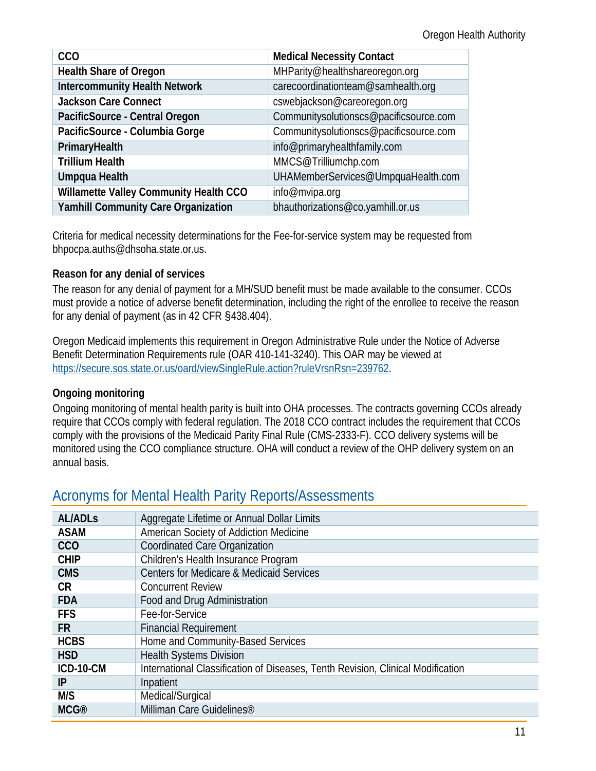| CCO | Medical Necessity Contact |
| --- | --- |
| **Health Share of Oregon** | MHParity@healthshareoregon.org |
| **Intercommunity Health Network** | carecoordinationteam@samhealth.org |
| **Jackson Care Connect** | cswebjackson@careoregon.org |
| **PacificSource - Central Oregon** | Communitysolutionscs@pacificsource.com |
| **PacificSource - Columbia Gorge** | Communitysolutionscs@pacificsource.com |
| **PrimaryHealth** | info@primaryhealthfamily.com |
| **Trillium Health** | MMCS@Trilliumchp.com |
| **Umpqua Health** | UHAMemberServices@UmpquaHealth.com |
| **Willamette Valley Community Health CCO** | info@mvipa.org |
| **Yamhill Community Care Organization** | bhauthorizations@co.yamhill.or.us |

Criteria for medical necessity determinations for the Fee-for-service system may be requested from bhpocpa.auths@dhsoha.state.or.us.

**Reason for any denial of services**

The reason for any denial of payment for a MH/SUD benefit must be made available to the consumer. CCOs must provide a notice of adverse benefit determination, including the right of the enrollee to receive the reason for any denial of payment (as in 42 CFR §438.404).

Oregon Medicaid implements this requirement in Oregon Administrative Rule under the Notice of Adverse Benefit Determination Requirements rule (OAR 410-141-3240). This OAR may be viewed at https://secure.sos.state.or.us/oard/viewSingleRule.action?ruleVrsnRsn=239762.

**Ongoing monitoring**

Ongoing monitoring of mental health parity is built into OHA processes. The contracts governing CCOs already require that CCOs comply with federal regulation. The 2018 CCO contract includes the requirement that CCOs comply with the provisions of the Medicaid Parity Final Rule (CMS-2333-F). CCO delivery systems will be monitored using the CCO compliance structure. OHA will conduct a review of the OHP delivery system on an annual basis.

## Acronyms for Mental Health Parity Reports/Assessments

| | |
| --- | --- |
| **AL/ADLs** | Aggregate Lifetime or Annual Dollar Limits |
| **ASAM** | American Society of Addiction Medicine |
| **CCO** | Coordinated Care Organization |
| **CHIP** | Children's Health Insurance Program |
| **CMS** | Centers for Medicare & Medicaid Services |
| **CR** | Concurrent Review |
| **FDA** | Food and Drug Administration |
| **FFS** | Fee-for-Service |
| **FR** | Financial Requirement |
| **HCBS** | Home and Community-Based Services |
| **HSD** | Health Systems Division |
| **ICD-10-CM** | International Classification of Diseases, Tenth Revision, Clinical Modification |
| **IP** | Inpatient |
| **M/S** | Medical/Surgical |
| **MCG®** | Milliman Care Guidelines® |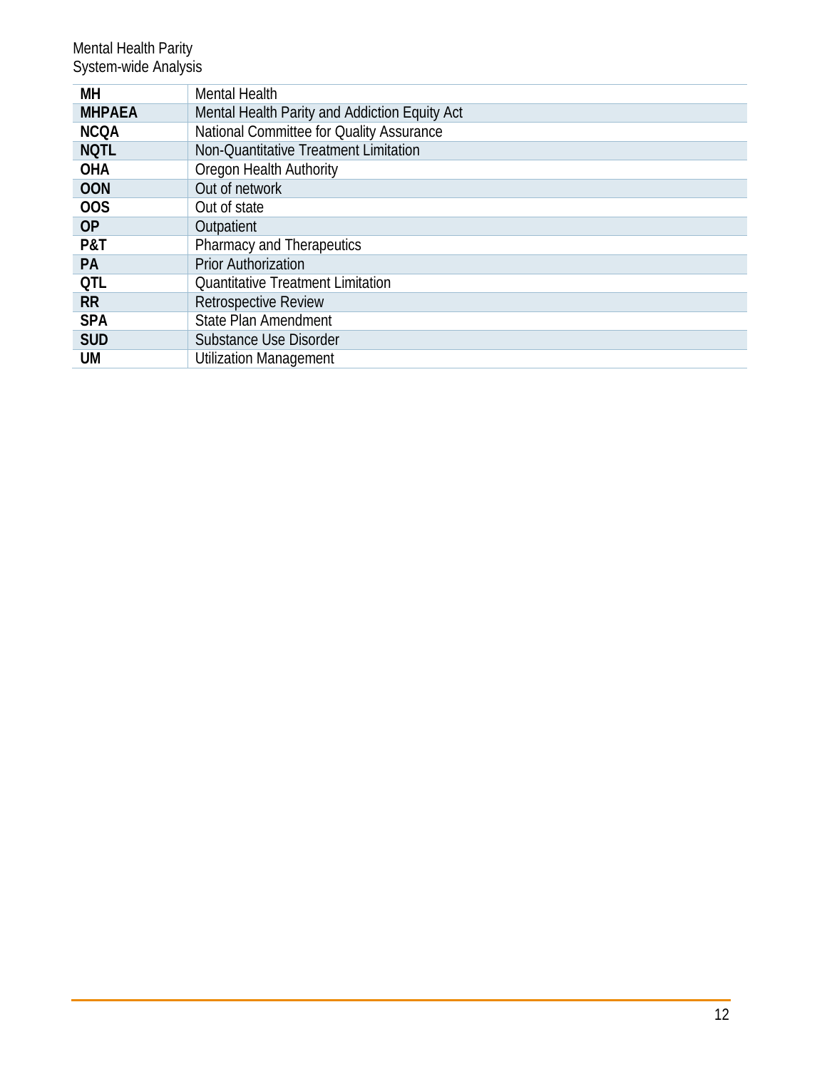| | |
|---|---|
| **MH** | Mental Health |
| **MHPAEA** | Mental Health Parity and Addiction Equity Act |
| **NCQA** | National Committee for Quality Assurance |
| **NQTL** | Non-Quantitative Treatment Limitation |
| **OHA** | Oregon Health Authority |
| **OON** | Out of network |
| **OOS** | Out of state |
| **OP** | Outpatient |
| **P&T** | Pharmacy and Therapeutics |
| **PA** | Prior Authorization |
| **QTL** | Quantitative Treatment Limitation |
| **RR** | Retrospective Review |
| **SPA** | State Plan Amendment |
| **SUD** | Substance Use Disorder |
| **UM** | Utilization Management |